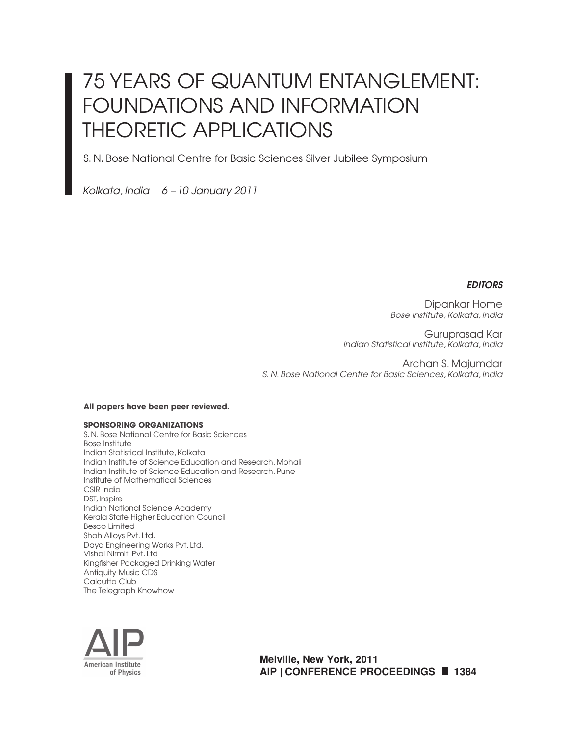# 75 YEARS OF QUANTUM ENTANGLEMENT: FOUNDATIONS AND INFORMATION THEORETIC APPLICATIONS

S. N. Bose National Centre for Basic Sciences Silver Jubilee Symposium

*Kolkata, India 6 – 10 January 2011*

***EDITORS***

Dipankar Home
*Bose Institute, Kolkata, India*

Guruprasad Kar
*Indian Statistical Institute, Kolkata, India*

Archan S. Majumdar
*S. N. Bose National Centre for Basic Sciences, Kolkata, India*

**All papers have been peer reviewed.**

**SPONSORING ORGANIZATIONS**

S. N. Bose National Centre for Basic Sciences
Bose Institute
Indian Statistical Institute, Kolkata
Indian Institute of Science Education and Research, Mohali
Indian Institute of Science Education and Research, Pune
Institute of Mathematical Sciences
CSIR India
DST, Inspire
Indian National Science Academy
Kerala State Higher Education Council
Besco Limited
Shah Alloys Pvt. Ltd.
Daya Engineering Works Pvt. Ltd.
Vishal Nirmiti Pvt. Ltd
Kingfisher Packaged Drinking Water
Antiquity Music CDS
Calcutta Club
The Telegraph Knowhow

AIP
American Institute of Physics

**Melville, New York, 2011**
**AIP | CONFERENCE PROCEEDINGS ■ 1384**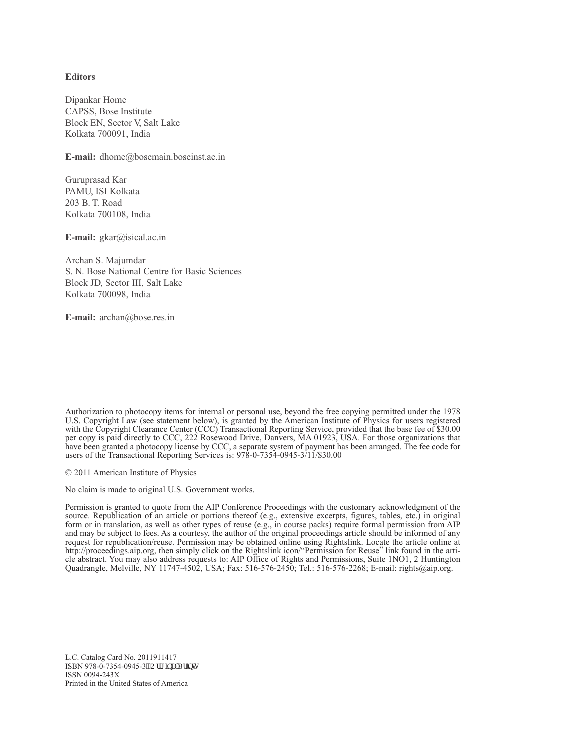**Editors**

Dipankar Home
CAPSS, Bose Institute
Block EN, Sector V, Salt Lake
Kolkata 700091, India

**E-mail:** dhome@bosemain.boseinst.ac.in

Guruprasad Kar
PAMU, ISI Kolkata
203 B. T. Road
Kolkata 700108, India

**E-mail:** gkar@isical.ac.in

Archan S. Majumdar
S. N. Bose National Centre for Basic Sciences
Block JD, Sector III, Salt Lake
Kolkata 700098, India

**E-mail:** archan@bose.res.in

Authorization to photocopy items for internal or personal use, beyond the free copying permitted under the 1978 U.S. Copyright Law (see statement below), is granted by the American Institute of Physics for users registered with the Copyright Clearance Center (CCC) Transactional Reporting Service, provided that the base fee of $30.00 per copy is paid directly to CCC, 222 Rosewood Drive, Danvers, MA 01923, USA. For those organizations that have been granted a photocopy license by CCC, a separate system of payment has been arranged. The fee code for users of the Transactional Reporting Services is: 978-0-7354-0945-3/11/$30.00

© 2011 American Institute of Physics

No claim is made to original U.S. Government works.

Permission is granted to quote from the AIP Conference Proceedings with the customary acknowledgment of the source. Republication of an article or portions thereof (e.g., extensive excerpts, figures, tables, etc.) in original form or in translation, as well as other types of reuse (e.g., in course packs) require formal permission from AIP and may be subject to fees. As a courtesy, the author of the original proceedings article should be informed of any request for republication/reuse. Permission may be obtained online using Rightslink. Locate the article online at http://proceedings.aip.org, then simply click on the Rightslink icon/"Permission for Reuse" link found in the article abstract. You may also address requests to: AIP Office of Rights and Permissions, Suite 1NO1, 2 Huntington Quadrangle, Melville, NY 11747-4502, USA; Fax: 516-576-2450; Tel.: 516-576-2268; E-mail: rights@aip.org.

L.C. Catalog Card No. 2011911417
ISBN 978-0-7354-0945-3 (Original Print)
ISSN 0094-243X
Printed in the United States of America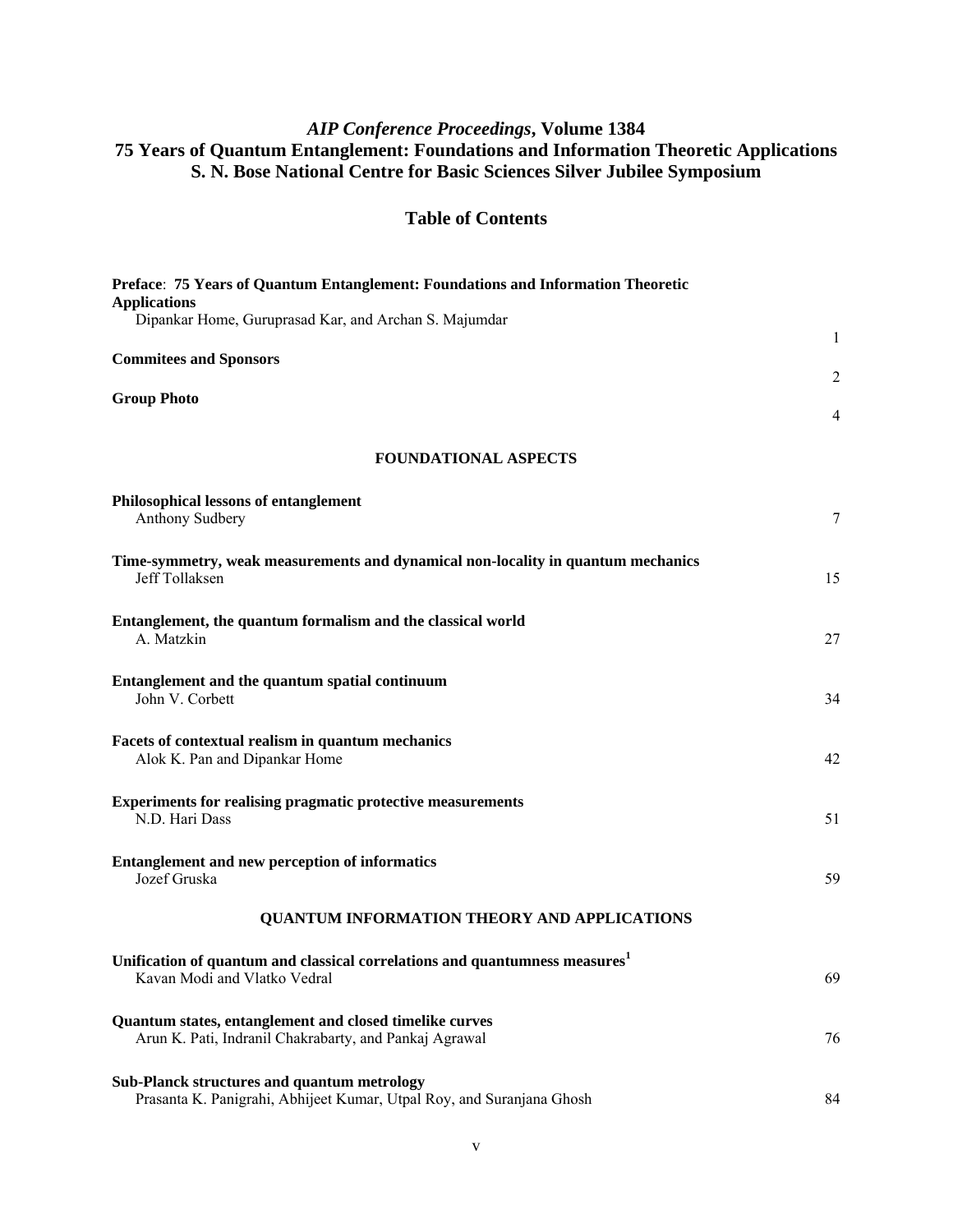# *AIP Conference Proceedings*, Volume 1384
# 75 Years of Quantum Entanglement: Foundations and Information Theoretic Applications
# S. N. Bose National Centre for Basic Sciences Silver Jubilee Symposium

## Table of Contents

**Preface**: **75 Years of Quantum Entanglement: Foundations and Information Theoretic Applications**
Dipankar Home, Guruprasad Kar, and Archan S. Majumdar — 1

**Commitees and Sponsors** — 2

**Group Photo** — 4

### FOUNDATIONAL ASPECTS

**Philosophical lessons of entanglement**
Anthony Sudbery — 7

**Time-symmetry, weak measurements and dynamical non-locality in quantum mechanics**
Jeff Tollaksen — 15

**Entanglement, the quantum formalism and the classical world**
A. Matzkin — 27

**Entanglement and the quantum spatial continuum**
John V. Corbett — 34

**Facets of contextual realism in quantum mechanics**
Alok K. Pan and Dipankar Home — 42

**Experiments for realising pragmatic protective measurements**
N.D. Hari Dass — 51

**Entanglement and new perception of informatics**
Jozef Gruska — 59

### QUANTUM INFORMATION THEORY AND APPLICATIONS

**Unification of quantum and classical correlations and quantumness measures**[1]
Kavan Modi and Vlatko Vedral — 69

**Quantum states, entanglement and closed timelike curves**
Arun K. Pati, Indranil Chakrabarty, and Pankaj Agrawal — 76

**Sub-Planck structures and quantum metrology**
Prasanta K. Panigrahi, Abhijeet Kumar, Utpal Roy, and Suranjana Ghosh — 84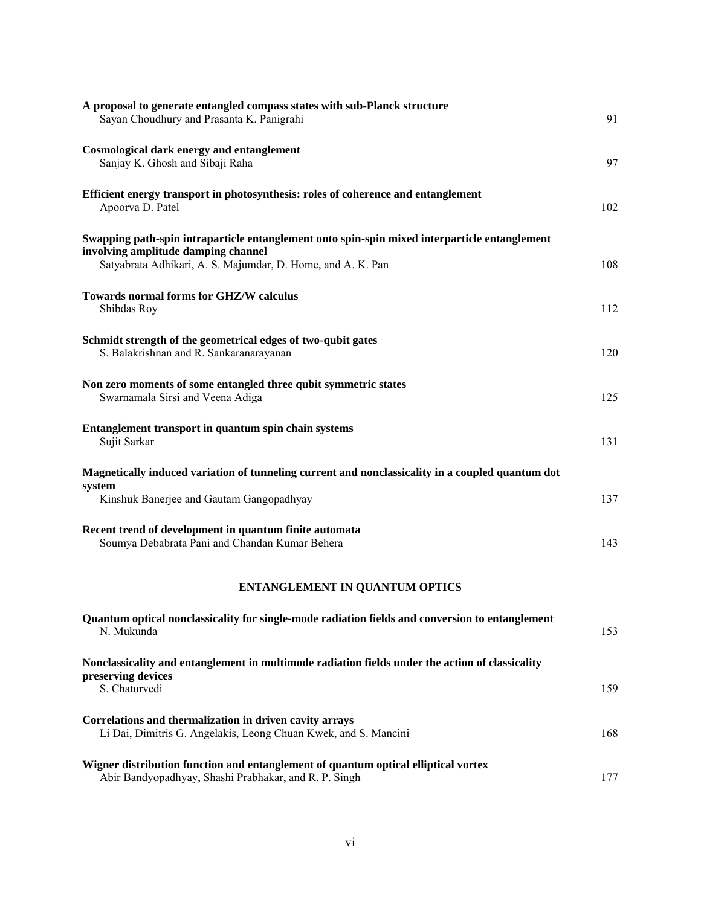**A proposal to generate entangled compass states with sub-Planck structure**
Sayan Choudhury and Prasanta K. Panigrahi — 91

**Cosmological dark energy and entanglement**
Sanjay K. Ghosh and Sibaji Raha — 97

**Efficient energy transport in photosynthesis: roles of coherence and entanglement**
Apoorva D. Patel — 102

**Swapping path-spin intraparticle entanglement onto spin-spin mixed interparticle entanglement involving amplitude damping channel**
Satyabrata Adhikari, A. S. Majumdar, D. Home, and A. K. Pan — 108

**Towards normal forms for GHZ/W calculus**
Shibdas Roy — 112

**Schmidt strength of the geometrical edges of two-qubit gates**
S. Balakrishnan and R. Sankaranarayanan — 120

**Non zero moments of some entangled three qubit symmetric states**
Swarnamala Sirsi and Veena Adiga — 125

**Entanglement transport in quantum spin chain systems**
Sujit Sarkar — 131

**Magnetically induced variation of tunneling current and nonclassicality in a coupled quantum dot system**
Kinshuk Banerjee and Gautam Gangopadhyay — 137

**Recent trend of development in quantum finite automata**
Soumya Debabrata Pani and Chandan Kumar Behera — 143

## ENTANGLEMENT IN QUANTUM OPTICS

**Quantum optical nonclassicality for single-mode radiation fields and conversion to entanglement**
N. Mukunda — 153

**Nonclassicality and entanglement in multimode radiation fields under the action of classicality preserving devices**
S. Chaturvedi — 159

**Correlations and thermalization in driven cavity arrays**
Li Dai, Dimitris G. Angelakis, Leong Chuan Kwek, and S. Mancini — 168

**Wigner distribution function and entanglement of quantum optical elliptical vortex**
Abir Bandyopadhyay, Shashi Prabhakar, and R. P. Singh — 177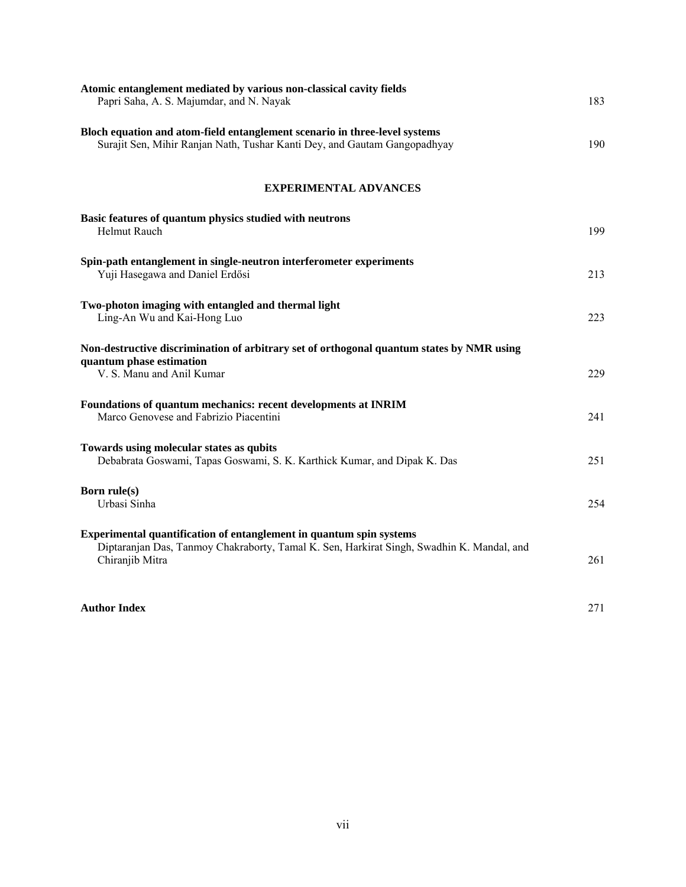**Atomic entanglement mediated by various non-classical cavity fields**
Papri Saha, A. S. Majumdar, and N. Nayak — 183

**Bloch equation and atom-field entanglement scenario in three-level systems**
Surajit Sen, Mihir Ranjan Nath, Tushar Kanti Dey, and Gautam Gangopadhyay — 190

## EXPERIMENTAL ADVANCES

**Basic features of quantum physics studied with neutrons**
Helmut Rauch — 199

**Spin-path entanglement in single-neutron interferometer experiments**
Yuji Hasegawa and Daniel Erdősi — 213

**Two-photon imaging with entangled and thermal light**
Ling-An Wu and Kai-Hong Luo — 223

**Non-destructive discrimination of arbitrary set of orthogonal quantum states by NMR using quantum phase estimation**
V. S. Manu and Anil Kumar — 229

**Foundations of quantum mechanics: recent developments at INRIM**
Marco Genovese and Fabrizio Piacentini — 241

**Towards using molecular states as qubits**
Debabrata Goswami, Tapas Goswami, S. K. Karthick Kumar, and Dipak K. Das — 251

**Born rule(s)**
Urbasi Sinha — 254

**Experimental quantification of entanglement in quantum spin systems**
Diptaranjan Das, Tanmoy Chakraborty, Tamal K. Sen, Harkirat Singh, Swadhin K. Mandal, and Chiranjib Mitra — 261

**Author Index** — 271